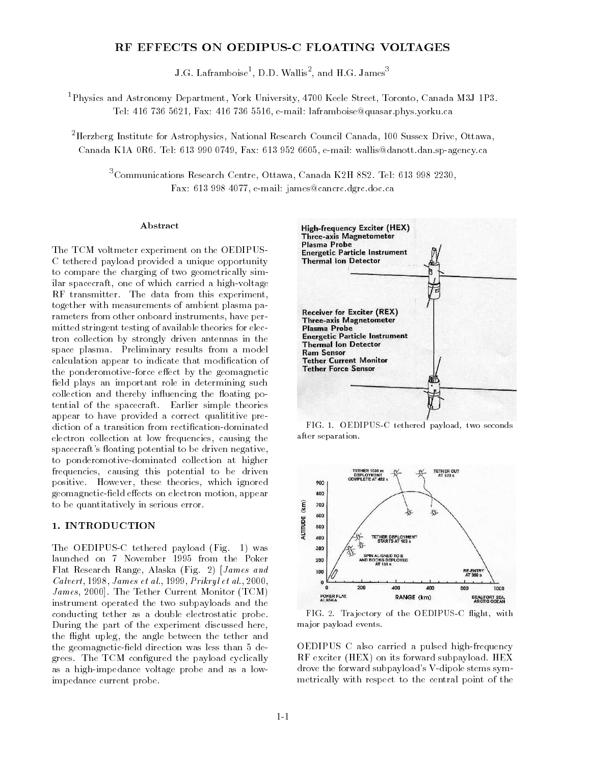# RF EFFECTS ON OEDIPUS-C FLOATING VOLTAGES

J.G. Laframboise[1], D.D. Wallis[2], and H.G. James[3]

[1]Physics and Astronomy Department, York University, 4700 Keele Street, Toronto, Canada M3J 1P3. Tel: 416 736 5621, Fax: 416 736 5516, e-mail: laframboise@quasar.phys.yorku.ca

[2]Herzberg Institute for Astrophysics, National Research Council Canada, 100 Sussex Drive, Ottawa, Canada K1A 0R6. Tel: 613 990 0749, Fax: 613 952 6605, e-mail: wallis@danott.dan.sp-agency.ca

[3]Communications Research Centre, Ottawa, Canada K2H 8S2. Tel: 613 998 2230, Fax: 613 998 4077, e-mail: james@cancrc.dgrc.doc.ca

### Abstract

The TCM voltmeter experiment on the OEDIPUS-C tethered payload provided a unique opportunity to compare the charging of two geometrically similar spacecraft, one of which carried a high-voltage RF transmitter. The data from this experiment, together with measurements of ambient plasma parameters from other onboard instruments, have permitted stringent testing of available theories for electron collection by strongly driven antennas in the space plasma. Preliminary results from a model calculation appear to indicate that modification of the ponderomotive-force effect by the geomagnetic field plays an important role in determining such collection and thereby influencing the floating potential of the spacecraft. Earlier simple theories appear to have provided a correct qualititive prediction of a transition from rectification-dominated electron collection at low frequencies, causing the spacecraft's floating potential to be driven negative, to ponderomotive-dominated collection at higher frequencies, causing this potential to be driven positive. However, these theories, which ignored geomagnetic-field effects on electron motion, appear to be quantitatively in serious error.

## 1. INTRODUCTION

The OEDIPUS-C tethered payload (Fig. 1) was launched on 7 November 1995 from the Poker Flat Research Range, Alaska (Fig. 2) [*James and Calvert*, 1998, *James et al.*, 1999, *Prikryl et al.*, 2000, *James*, 2000]. The Tether Current Monitor (TCM) instrument operated the two subpayloads and the conducting tether as a double electrostatic probe. During the part of the experiment discussed here, the flight upleg, the angle between the tether and the geomagnetic-field direction was less than 5 degrees. The TCM configured the payload cyclically as a high-impedance voltage probe and as a low-impedance current probe.

FIG. 1. OEDIPUS-C tethered payload, two seconds after separation.

FIG. 2. Trajectory of the OEDIPUS-C flight, with major payload events.

OEDIPUS C also carried a pulsed high-frequency RF exciter (HEX) on its forward subpayload. HEX drove the forward subpayload's V-dipole stems symmetrically with respect to the central point of the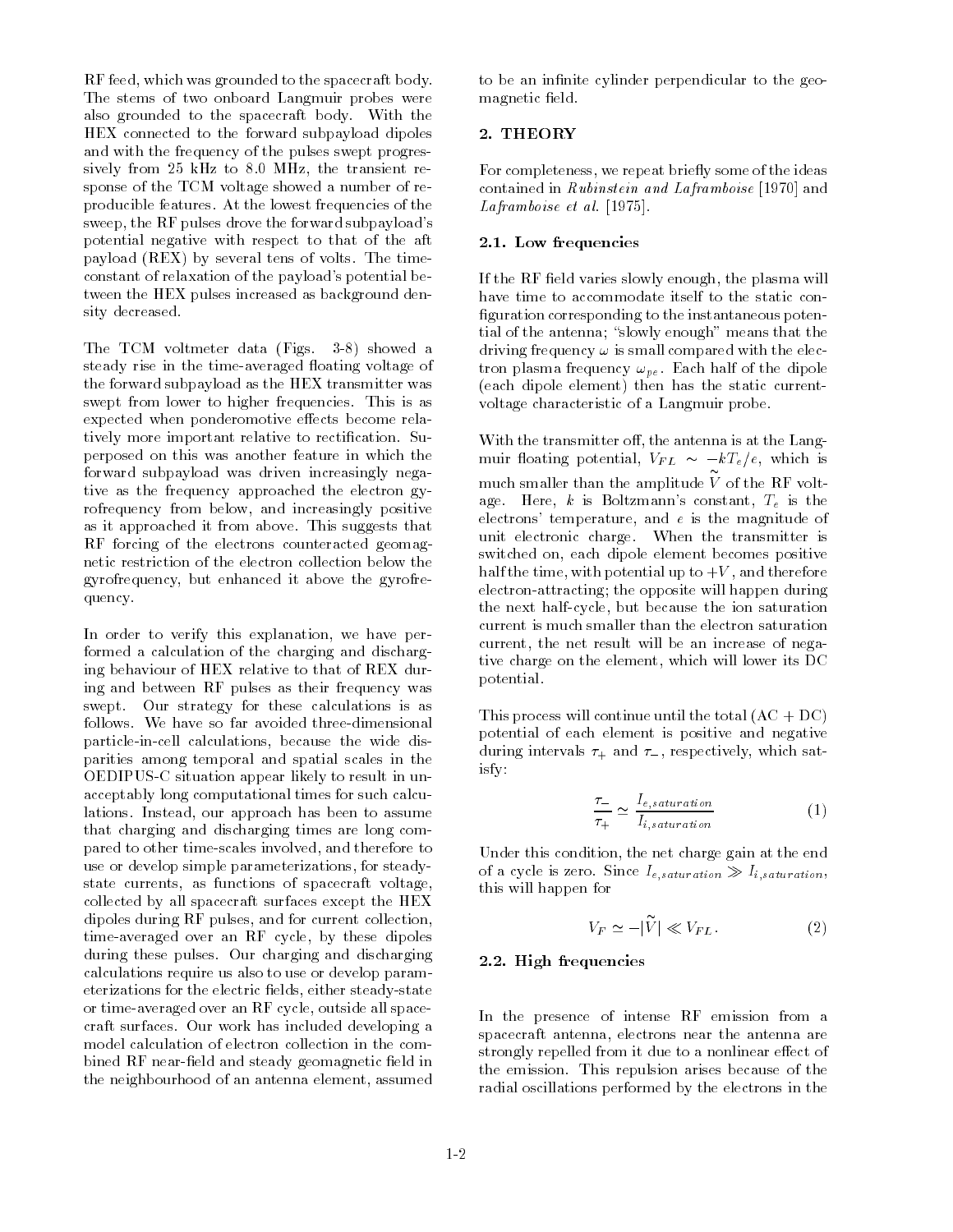RF feed, which was grounded to the spacecraft body. The stems of two onboard Langmuir probes were also grounded to the spacecraft body. With the HEX connected to the forward subpayload dipoles and with the frequency of the pulses swept progressively from 25 kHz to 8.0 MHz, the transient response of the TCM voltage showed a number of reproducible features. At the lowest frequencies of the sweep, the RF pulses drove the forward subpayload's potential negative with respect to that of the aft payload (REX) by several tens of volts. The time-constant of relaxation of the payload's potential between the HEX pulses increased as background density decreased.

The TCM voltmeter data (Figs. 3-8) showed a steady rise in the time-averaged floating voltage of the forward subpayload as the HEX transmitter was swept from lower to higher frequencies. This is as expected when ponderomotive effects become relatively more important relative to rectification. Superposed on this was another feature in which the forward subpayload was driven increasingly negative as the frequency approached the electron gyrofrequency from below, and increasingly positive as it approached it from above. This suggests that RF forcing of the electrons counteracted geomagnetic restriction of the electron collection below the gyrofrequency, but enhanced it above the gyrofrequency.

In order to verify this explanation, we have performed a calculation of the charging and discharging behaviour of HEX relative to that of REX during and between RF pulses as their frequency was swept. Our strategy for these calculations is as follows. We have so far avoided three-dimensional particle-in-cell calculations, because the wide disparities among temporal and spatial scales in the OEDIPUS-C situation appear likely to result in unacceptably long computational times for such calculations. Instead, our approach has been to assume that charging and discharging times are long compared to other time-scales involved, and therefore to use or develop simple parameterizations, for steady-state currents, as functions of spacecraft voltage, collected by all spacecraft surfaces except the HEX dipoles during RF pulses, and for current collection, time-averaged over an RF cycle, by these dipoles during these pulses. Our charging and discharging calculations require us also to use or develop parameterizations for the electric fields, either steady-state or time-averaged over an RF cycle, outside all spacecraft surfaces. Our work has included developing a model calculation of electron collection in the combined RF near-field and steady geomagnetic field in the neighbourhood of an antenna element, assumed to be an infinite cylinder perpendicular to the geomagnetic field.

## 2. THEORY

For completeness, we repeat briefly some of the ideas contained in *Rubinstein and Laframboise* [1970] and *Laframboise et al.* [1975].

### 2.1. Low frequencies

If the RF field varies slowly enough, the plasma will have time to accommodate itself to the static configuration corresponding to the instantaneous potential of the antenna; "slowly enough" means that the driving frequency $\omega$ is small compared with the electron plasma frequency $\omega_{pe}$. Each half of the dipole (each dipole element) then has the static current-voltage characteristic of a Langmuir probe.

With the transmitter off, the antenna is at the Langmuir floating potential, $V_{FL} \sim -kT_e/e$, which is much smaller than the amplitude $\tilde{V}$ of the RF voltage. Here, $k$ is Boltzmann's constant, $T_e$ is the electrons' temperature, and $e$ is the magnitude of unit electronic charge. When the transmitter is switched on, each dipole element becomes positive half the time, with potential up to $+V$, and therefore electron-attracting; the opposite will happen during the next half-cycle, but because the ion saturation current is much smaller than the electron saturation current, the net result will be an increase of negative charge on the element, which will lower its DC potential.

This process will continue until the total (AC + DC) potential of each element is positive and negative during intervals $\tau_+$ and $\tau_-$, respectively, which satisfy:

$$\frac{\tau_-}{\tau_+} \simeq \frac{I_{e,saturation}}{I_{i,saturation}} \tag{1}$$

Under this condition, the net charge gain at the end of a cycle is zero. Since $I_{e,saturation} \gg I_{i,saturation}$, this will happen for

$$V_F \simeq -|\tilde{V}| \ll V_{FL}. \tag{2}$$

### 2.2. High frequencies

In the presence of intense RF emission from a spacecraft antenna, electrons near the antenna are strongly repelled from it due to a nonlinear effect of the emission. This repulsion arises because of the radial oscillations performed by the electrons in the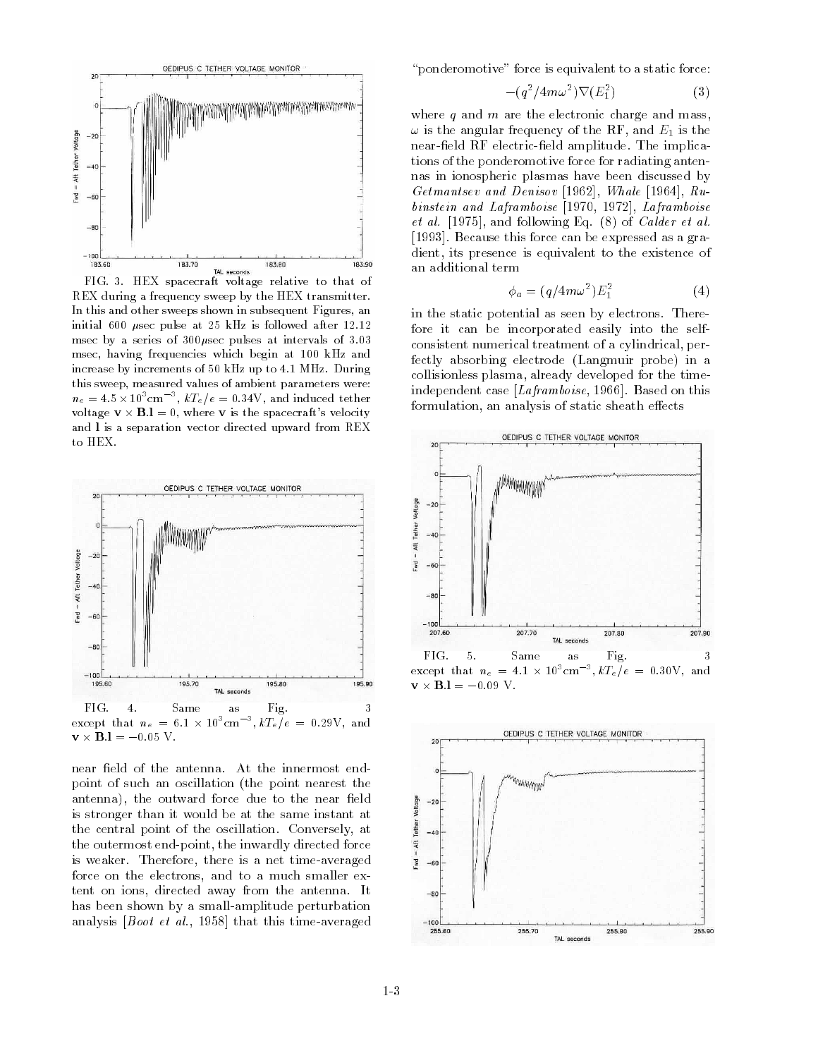FIG. 3. HEX spacecraft voltage relative to that of REX during a frequency sweep by the HEX transmitter. In this and other sweeps shown in subsequent Figures, an initial 600 $\mu$sec pulse at 25 kHz is followed after 12.12 msec by a series of 300$\mu$sec pulses at intervals of 3.03 msec, having frequencies which begin at 100 kHz and increase by increments of 50 kHz up to 4.1 MHz. During this sweep, measured values of ambient parameters were: $n_e = 4.5 \times 10^3 \text{cm}^{-3}$, $kT_e/e = 0.34$V, and induced tether voltage $\mathbf{v} \times \mathbf{B}.\mathbf{l} = 0$, where $\mathbf{v}$ is the spacecraft's velocity and $\mathbf{l}$ is a separation vector directed upward from REX to HEX.

FIG. 4. Same as Fig. 3 except that $n_e = 6.1 \times 10^3 \text{cm}^{-3}$, $kT_e/e = 0.29$V, and $\mathbf{v} \times \mathbf{B}.\mathbf{l} = -0.05$ V.

near field of the antenna. At the innermost end-point of such an oscillation (the point nearest the antenna), the outward force due to the near field is stronger than it would be at the same instant at the central point of the oscillation. Conversely, at the outermost end-point, the inwardly directed force is weaker. Therefore, there is a net time-averaged force on the electrons, and to a much smaller extent on ions, directed away from the antenna. It has been shown by a small-amplitude perturbation analysis [*Boot et al.*, 1958] that this time-averaged "ponderomotive" force is equivalent to a static force:

$$-(q^2/4m\omega^2)\nabla(E_1^2) \tag{3}$$

where $q$ and $m$ are the electronic charge and mass, $\omega$ is the angular frequency of the RF, and $E_1$ is the near-field RF electric-field amplitude. The implications of the ponderomotive force for radiating antennas in ionospheric plasmas have been discussed by *Getmantsev and Denisov* [1962], *Whale* [1964], *Rubinstein and Laframboise* [1970, 1972], *Laframboise et al.* [1975], and following Eq. (8) of *Calder et al.* [1993]. Because this force can be expressed as a gradient, its presence is equivalent to the existence of an additional term

$$\phi_a = (q/4m\omega^2)E_1^2 \tag{4}$$

in the static potential as seen by electrons. Therefore it can be incorporated easily into the self-consistent numerical treatment of a cylindrical, perfectly absorbing electrode (Langmuir probe) in a collisionless plasma, already developed for the time-independent case [*Laframboise*, 1966]. Based on this formulation, an analysis of static sheath effects

FIG. 5. Same as Fig. 3 except that $n_e = 4.1 \times 10^3 \text{cm}^{-3}$, $kT_e/e = 0.30$V, and $\mathbf{v} \times \mathbf{B}.\mathbf{l} = -0.09$ V.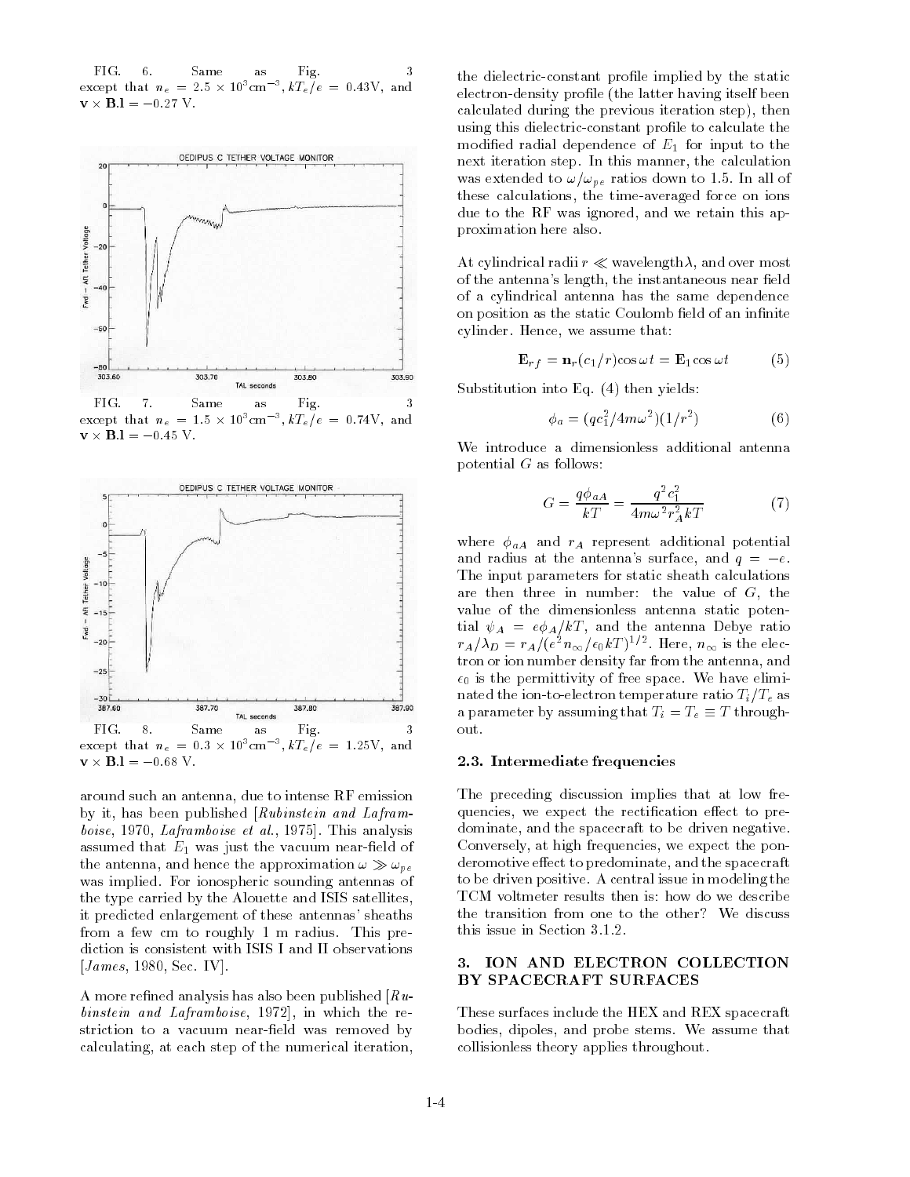FIG. 6. Same as Fig. 3 except that $n_e = 2.5 \times 10^3 \mathrm{cm}^{-3}$, $kT_e/e = 0.43\mathrm{V}$, and $\mathbf{v} \times \mathbf{B}.\mathbf{l} = -0.27$ V.

FIG. 7. Same as Fig. 3 except that $n_e = 1.5 \times 10^3 \mathrm{cm}^{-3}$, $kT_e/e = 0.74\mathrm{V}$, and $\mathbf{v} \times \mathbf{B}.\mathbf{l} = -0.45$ V.

FIG. 8. Same as Fig. 3 except that $n_e = 0.3 \times 10^3 \mathrm{cm}^{-3}$, $kT_e/e = 1.25\mathrm{V}$, and $\mathbf{v} \times \mathbf{B}.\mathbf{l} = -0.68$ V.

around such an antenna, due to intense RF emission by it, has been published [*Rubinstein and Laframboise*, 1970, *Laframboise et al.*, 1975]. This analysis assumed that $E_1$ was just the vacuum near-field of the antenna, and hence the approximation $\omega \gg \omega_{pe}$ was implied. For ionospheric sounding antennas of the type carried by the Alouette and ISIS satellites, it predicted enlargement of these antennas' sheaths from a few cm to roughly 1 m radius. This prediction is consistent with ISIS I and II observations [*James*, 1980, Sec. IV].

A more refined analysis has also been published [*Rubinstein and Laframboise*, 1972], in which the restriction to a vacuum near-field was removed by calculating, at each step of the numerical iteration, the dielectric-constant profile implied by the static electron-density profile (the latter having itself been calculated during the previous iteration step), then using this dielectric-constant profile to calculate the modified radial dependence of $E_1$ for input to the next iteration step. In this manner, the calculation was extended to $\omega/\omega_{pe}$ ratios down to 1.5. In all of these calculations, the time-averaged force on ions due to the RF was ignored, and we retain this approximation here also.

At cylindrical radii $r \ll$ wavelength$\lambda$, and over most of the antenna's length, the instantaneous near field of a cylindrical antenna has the same dependence on position as the static Coulomb field of an infinite cylinder. Hence, we assume that:

$$\mathbf{E}_{rf} = \mathbf{n}_r(c_1/r)\cos\omega t = \mathbf{E}_1 \cos\omega t \tag{5}$$

Substitution into Eq. (4) then yields:

$$\phi_a = (qc_1^2/4m\omega^2)(1/r^2) \tag{6}$$

We introduce a dimensionless additional antenna potential $G$ as follows:

$$G = \frac{q\phi_{aA}}{kT} = \frac{q^2 c_1^2}{4m\omega^2 r_A^2 kT} \tag{7}$$

where $\phi_{aA}$ and $r_A$ represent additional potential and radius at the antenna's surface, and $q = -e$. The input parameters for static sheath calculations are then three in number: the value of $G$, the value of the dimensionless antenna static potential $\psi_A = e\phi_A/kT$, and the antenna Debye ratio $r_A/\lambda_D = r_A/(e^2 n_\infty/\epsilon_0 kT)^{1/2}$. Here, $n_\infty$ is the electron or ion number density far from the antenna, and $\epsilon_0$ is the permittivity of free space. We have eliminated the ion-to-electron temperature ratio $T_i/T_e$ as a parameter by assuming that $T_i = T_e \equiv T$ throughout.

### 2.3. Intermediate frequencies

The preceding discussion implies that at low frequencies, we expect the rectification effect to predominate, and the spacecraft to be driven negative. Conversely, at high frequencies, we expect the ponderomotive effect to predominate, and the spacecraft to be driven positive. A central issue in modeling the TCM voltmeter results then is: how do we describe the transition from one to the other? We discuss this issue in Section 3.1.2.

## 3. ION AND ELECTRON COLLECTION BY SPACECRAFT SURFACES

These surfaces include the HEX and REX spacecraft bodies, dipoles, and probe stems. We assume that collisionless theory applies throughout.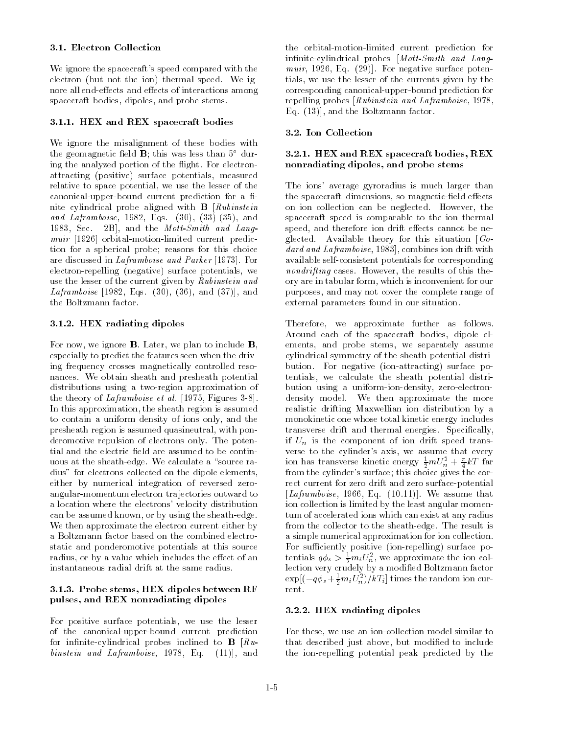### 3.1. Electron Collection

We ignore the spacecraft's speed compared with the electron (but not the ion) thermal speed. We ignore all end-effects and effects of interactions among spacecraft bodies, dipoles, and probe stems.

#### 3.1.1. HEX and REX spacecraft bodies

We ignore the misalignment of these bodies with the geomagnetic field **B**; this was less than 5° during the analyzed portion of the flight. For electron-attracting (positive) surface potentials, measured relative to space potential, we use the lesser of the canonical-upper-bound current prediction for a finite cylindrical probe aligned with **B** [*Rubinstein and Laframboise*, 1982, Eqs. (30), (33)-(35), and 1983, Sec. 2B], and the *Mott-Smith and Langmuir* [1926] orbital-motion-limited current prediction for a spherical probe; reasons for this choice are discussed in *Laframboise and Parker* [1973]. For electron-repelling (negative) surface potentials, we use the lesser of the current given by *Rubinstein and Laframboise* [1982, Eqs. (30), (36), and (37)], and the Boltzmann factor.

#### 3.1.2. HEX radiating dipoles

For now, we ignore **B**. Later, we plan to include **B**, especially to predict the features seen when the driving frequency crosses magnetically controlled resonances. We obtain sheath and presheath potential distributions using a two-region approximation of the theory of *Laframboise et al.* [1975, Figures 3-8]. In this approximation, the sheath region is assumed to contain a uniform density of ions only, and the presheath region is assumed quasineutral, with ponderomotive repulsion of electrons only. The potential and the electric field are assumed to be continuous at the sheath-edge. We calculate a "source radius" for electrons collected on the dipole elements, either by numerical integration of reversed zero-angular-momentum electron trajectories outward to a location where the electrons' velocity distribution can be assumed known, or by using the sheath-edge. We then approximate the electron current either by a Boltzmann factor based on the combined electrostatic and ponderomotive potentials at this source radius, or by a value which includes the effect of an instantaneous radial drift at the same radius.

#### 3.1.3. Probe stems, HEX dipoles between RF pulses, and REX nonradiating dipoles

For positive surface potentials, we use the lesser of the canonical-upper-bound current prediction for infinite-cylindrical probes inclined to **B** [*Rubinstein and Laframboise*, 1978, Eq. (11)], and the orbital-motion-limited current prediction for infinite-cylindrical probes [*Mott-Smith and Langmuir*, 1926, Eq. (29)]. For negative surface potentials, we use the lesser of the currents given by the corresponding canonical-upper-bound prediction for repelling probes [*Rubinstein and Laframboise*, 1978, Eq. (13)], and the Boltzmann factor.

### 3.2. Ion Collection

#### 3.2.1. HEX and REX spacecraft bodies, REX nonradiating dipoles, and probe stems

The ions' average gyroradius is much larger than the spacecraft dimensions, so magnetic-field effects on ion collection can be neglected. However, the spacecraft speed is comparable to the ion thermal speed, and therefore ion drift effects cannot be neglected. Available theory for this situation [*Godard and Laframboise*, 1983], combines ion drift with available self-consistent potentials for corresponding *nondrifting* cases. However, the results of this theory are in tabular form, which is inconvenient for our purposes, and may not cover the complete range of external parameters found in our situation.

Therefore, we approximate further as follows. Around each of the spacecraft bodies, dipole elements, and probe stems, we separately assume cylindrical symmetry of the sheath potential distribution. For negative (ion-attracting) surface potentials, we calculate the sheath potential distribution using a uniform-ion-density, zero-electron-density model. We then approximate the more realistic drifting Maxwellian ion distribution by a monokinetic one whose total kinetic energy includes transverse drift and thermal energies. Specifically, if $U_n$ is the component of ion drift speed transverse to the cylinder's axis, we assume that every ion has transverse kinetic energy $\frac{1}{2}mU_n^2 + \frac{\pi}{4}kT$ far from the cylinder's surface; this choice gives the correct current for zero drift and zero surface-potential [*Laframboise*, 1966, Eq. (10.11)]. We assume that ion collection is limited by the least angular momentum of accelerated ions which can exist at any radius from the collector to the sheath-edge. The result is a simple numerical approximation for ion collection. For sufficiently positive (ion-repelling) surface potentials $q\phi_s > \frac{1}{2}m_iU_n^2$, we approximate the ion collection very crudely by a modified Boltzmann factor $\exp[(-q\phi_s + \frac{1}{2}m_iU_n^2)/kT_i]$ times the random ion current.

#### 3.2.2. HEX radiating dipoles

For these, we use an ion-collection model similar to that described just above, but modified to include the ion-repelling potential peak predicted by the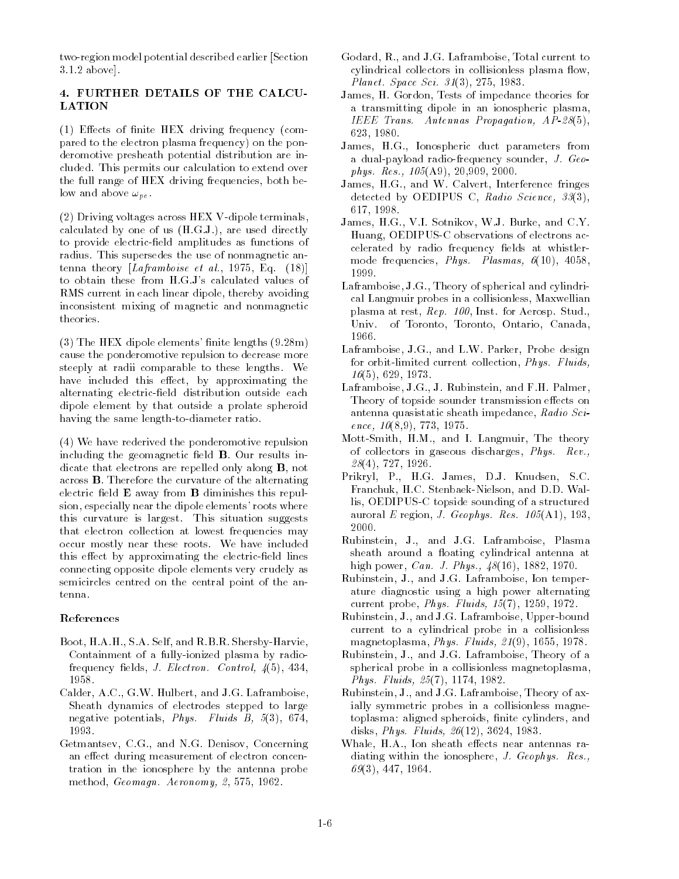two-region model potential described earlier [Section 3.1.2 above].

## 4. FURTHER DETAILS OF THE CALCULATION

(1) Effects of finite HEX driving frequency (compared to the electron plasma frequency) on the ponderomotive presheath potential distribution are included. This permits our calculation to extend over the full range of HEX driving frequencies, both below and above $\omega_{pe}$.

(2) Driving voltages across HEX V-dipole terminals, calculated by one of us (H.G.J.), are used directly to provide electric-field amplitudes as functions of radius. This supersedes the use of nonmagnetic antenna theory [*Laframboise et al.*, 1975, Eq. (18)] to obtain these from H.G.J's calculated values of RMS current in each linear dipole, thereby avoiding inconsistent mixing of magnetic and nonmagnetic theories.

(3) The HEX dipole elements' finite lengths (9.28m) cause the ponderomotive repulsion to decrease more steeply at radii comparable to these lengths. We have included this effect, by approximating the alternating electric-field distribution outside each dipole element by that outside a prolate spheroid having the same length-to-diameter ratio.

(4) We have rederived the ponderomotive repulsion including the geomagnetic field **B**. Our results indicate that electrons are repelled only along **B**, not across **B**. Therefore the curvature of the alternating electric field **E** away from **B** diminishes this repulsion, especially near the dipole elements' roots where this curvature is largest. This situation suggests that electron collection at lowest frequencies may occur mostly near these roots. We have included this effect by approximating the electric-field lines connecting opposite dipole elements very crudely as semicircles centred on the central point of the antenna.

### References

Boot, H.A.H., S.A. Self, and R.B.R. Shersby-Harvie, Containment of a fully-ionized plasma by radio-frequency fields, *J. Electron. Control, 4*(5), 434, 1958.

Calder, A.C., G.W. Hulbert, and J.G. Laframboise, Sheath dynamics of electrodes stepped to large negative potentials, *Phys. Fluids B, 5*(3), 674, 1993.

Getmantsev, C.G., and N.G. Denisov, Concerning an effect during measurement of electron concentration in the ionosphere by the antenna probe method, *Geomagn. Aeronomy, 2*, 575, 1962.

Godard, R., and J.G. Laframboise, Total current to cylindrical collectors in collisionless plasma flow, *Planet. Space Sci. 31*(3), 275, 1983.

James, H. Gordon, Tests of impedance theories for a transmitting dipole in an ionospheric plasma, *IEEE Trans. Antennas Propagation, AP-28*(5), 623, 1980.

James, H.G., Ionospheric duct parameters from a dual-payload radio-frequency sounder, *J. Geophys. Res., 105*(A9), 20,909, 2000.

James, H.G., and W. Calvert, Interference fringes detected by OEDIPUS C, *Radio Science, 33*(3), 617, 1998.

James, H.G., V.I. Sotnikov, W.J. Burke, and C.Y. Huang, OEDIPUS-C observations of electrons accelerated by radio frequency fields at whistler-mode frequencies, *Phys. Plasmas, 6*(10), 4058, 1999.

Laframboise, J.G., Theory of spherical and cylindrical Langmuir probes in a collisionless, Maxwellian plasma at rest, *Rep. 100*, Inst. for Aerosp. Stud., Univ. of Toronto, Toronto, Ontario, Canada, 1966.

Laframboise, J.G., and L.W. Parker, Probe design for orbit-limited current collection, *Phys. Fluids, 16*(5), 629, 1973.

Laframboise, J.G., J. Rubinstein, and F.H. Palmer, Theory of topside sounder transmission effects on antenna quasistatic sheath impedance, *Radio Science, 10*(8,9), 773, 1975.

Mott-Smith, H.M., and I. Langmuir, The theory of collectors in gaseous discharges, *Phys. Rev., 28*(4), 727, 1926.

Prikryl, P., H.G. James, D.J. Knudsen, S.C. Franchuk, H.C. Stenbaek-Nielson, and D.D. Wallis, OEDIPUS-C topside sounding of a structured auroral *E* region, *J. Geophys. Res. 105*(A1), 193, 2000.

Rubinstein, J., and J.G. Laframboise, Plasma sheath around a floating cylindrical antenna at high power, *Can. J. Phys., 48*(16), 1882, 1970.

Rubinstein, J., and J.G. Laframboise, Ion temperature diagnostic using a high power alternating current probe, *Phys. Fluids, 15*(7), 1259, 1972.

Rubinstein, J., and J.G. Laframboise, Upper-bound current to a cylindrical probe in a collisionless magnetoplasma, *Phys. Fluids, 21*(9), 1655, 1978.

Rubinstein, J., and J.G. Laframboise, Theory of a spherical probe in a collisionless magnetoplasma, *Phys. Fluids, 25*(7), 1174, 1982.

Rubinstein, J., and J.G. Laframboise, Theory of axially symmetric probes in a collisionless magnetoplasma: aligned spheroids, finite cylinders, and disks, *Phys. Fluids, 26*(12), 3624, 1983.

Whale, H.A., Ion sheath effects near antennas radiating within the ionosphere, *J. Geophys. Res., 69*(3), 447, 1964.